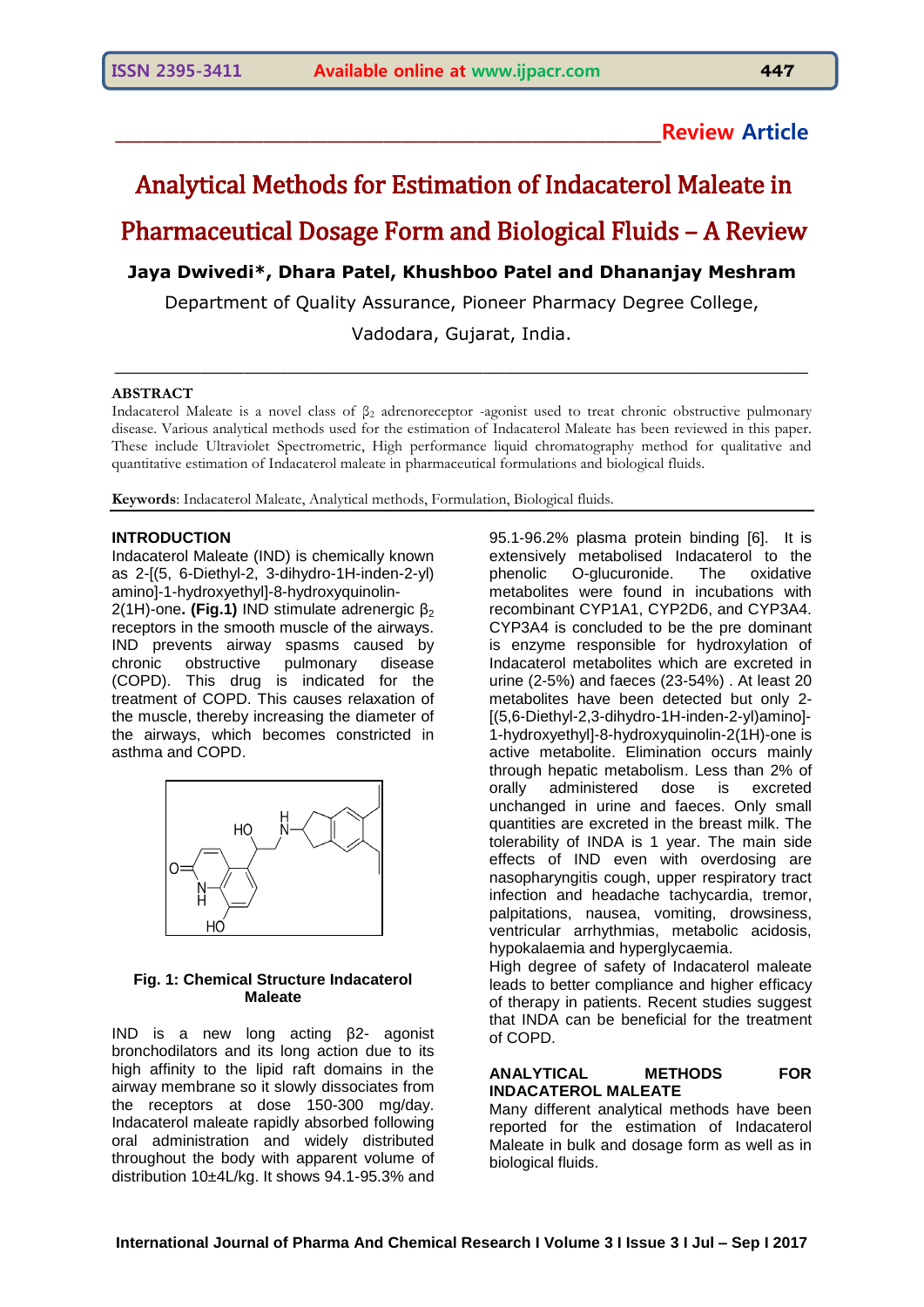Review Article

# Analytical Methods for Estimation of Indacaterol Maleate in Pharmaceutical Dosage Form and Biological Fluids – A Review

**Jaya Dwivedi*, Dhara Patel, Khushboo Patel and Dhananjay Meshram**

Department of Quality Assurance, Pioneer Pharmacy Degree College, Vadodara, Gujarat, India.

## ABSTRACT

Indacaterol Maleate is a novel class of $\beta_2$ adrenoreceptor -agonist used to treat chronic obstructive pulmonary disease. Various analytical methods used for the estimation of Indacaterol Maleate has been reviewed in this paper. These include Ultraviolet Spectrometric, High performance liquid chromatography method for qualitative and quantitative estimation of Indacaterol maleate in pharmaceutical formulations and biological fluids.

**Keywords**: Indacaterol Maleate, Analytical methods, Formulation, Biological fluids.

## INTRODUCTION

Indacaterol Maleate (IND) is chemically known as 2-[(5, 6-Diethyl-2, 3-dihydro-1H-inden-2-yl) amino]-1-hydroxyethyl]-8-hydroxyquinolin-2(1H)-one**. (Fig.1)** IND stimulate adrenergic $\beta_2$ receptors in the smooth muscle of the airways. IND prevents airway spasms caused by chronic obstructive pulmonary disease (COPD). This drug is indicated for the treatment of COPD. This causes relaxation of the muscle, thereby increasing the diameter of the airways, which becomes constricted in asthma and COPD.

**Fig. 1: Chemical Structure Indacaterol Maleate**

IND is a new long acting β2- agonist bronchodilators and its long action due to its high affinity to the lipid raft domains in the airway membrane so it slowly dissociates from the receptors at dose 150-300 mg/day. Indacaterol maleate rapidly absorbed following oral administration and widely distributed throughout the body with apparent volume of distribution 10±4L/kg. It shows 94.1-95.3% and 95.1-96.2% plasma protein binding [6]. It is extensively metabolised Indacaterol to the phenolic O-glucuronide. The oxidative metabolites were found in incubations with recombinant CYP1A1, CYP2D6, and CYP3A4. CYP3A4 is concluded to be the pre dominant is enzyme responsible for hydroxylation of Indacaterol metabolites which are excreted in urine (2-5%) and faeces (23-54%) . At least 20 metabolites have been detected but only 2-[(5,6-Diethyl-2,3-dihydro-1H-inden-2-yl)amino]-1-hydroxyethyl]-8-hydroxyquinolin-2(1H)-one is active metabolite. Elimination occurs mainly through hepatic metabolism. Less than 2% of orally administered dose is excreted unchanged in urine and faeces. Only small quantities are excreted in the breast milk. The tolerability of INDA is 1 year. The main side effects of IND even with overdosing are nasopharyngitis cough, upper respiratory tract infection and headache tachycardia, tremor, palpitations, nausea, vomiting, drowsiness, ventricular arrhythmias, metabolic acidosis, hypokalaemia and hyperglycaemia.

High degree of safety of Indacaterol maleate leads to better compliance and higher efficacy of therapy in patients. Recent studies suggest that INDA can be beneficial for the treatment of COPD.

## ANALYTICAL METHODS FOR INDACATEROL MALEATE

Many different analytical methods have been reported for the estimation of Indacaterol Maleate in bulk and dosage form as well as in biological fluids.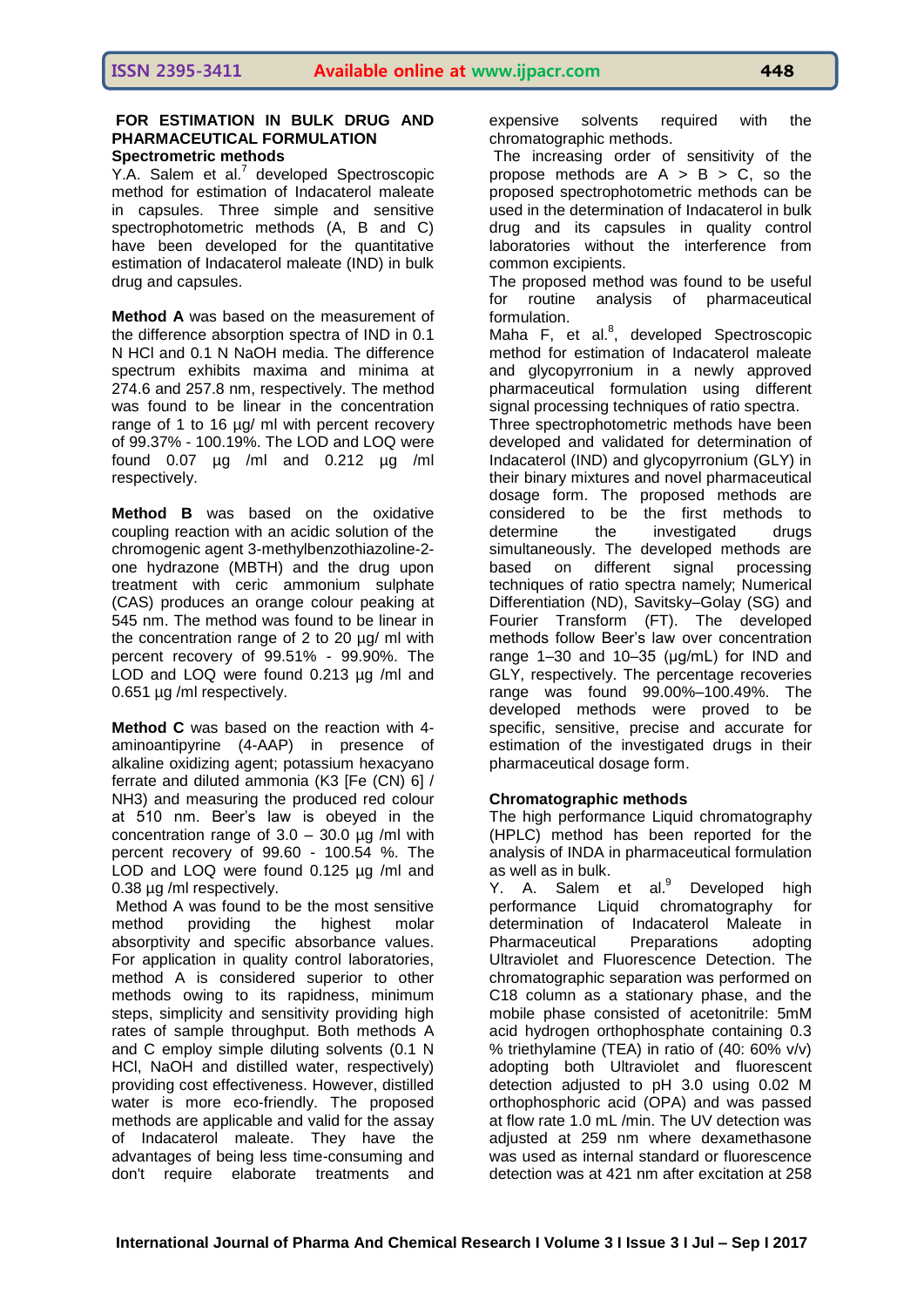**FOR ESTIMATION IN BULK DRUG AND PHARMACEUTICAL FORMULATION**

**Spectrometric methods**

Y.A. Salem et al.[7] developed Spectroscopic method for estimation of Indacaterol maleate in capsules. Three simple and sensitive spectrophotometric methods (A, B and C) have been developed for the quantitative estimation of Indacaterol maleate (IND) in bulk drug and capsules.

**Method A** was based on the measurement of the difference absorption spectra of IND in 0.1 N HCl and 0.1 N NaOH media. The difference spectrum exhibits maxima and minima at 274.6 and 257.8 nm, respectively. The method was found to be linear in the concentration range of 1 to 16 µg/ ml with percent recovery of 99.37% - 100.19%. The LOD and LOQ were found 0.07 µg /ml and 0.212 µg /ml respectively.

**Method B** was based on the oxidative coupling reaction with an acidic solution of the chromogenic agent 3-methylbenzothiazoline-2-one hydrazone (MBTH) and the drug upon treatment with ceric ammonium sulphate (CAS) produces an orange colour peaking at 545 nm. The method was found to be linear in the concentration range of 3.0 – 30.0 µg /ml with percent recovery of 99.51% - 99.90%. The LOD and LOQ were found 0.213 µg /ml and 0.651 µg /ml respectively.

**Method C** was based on the reaction with 4-aminoantipyrine (4-AAP) in presence of alkaline oxidizing agent; potassium hexacyano ferrate and diluted ammonia ($K_3[Fe(CN)_6]$ / $NH_3$) and measuring the produced red colour at 510 nm. Beer's law is obeyed in the concentration range of 3.0 – 30.0 µg /ml with percent recovery of 99.60 - 100.54 %. The LOD and LOQ were found 0.125 µg /ml and 0.38 µg /ml respectively.

Method A was found to be the most sensitive method providing the highest molar absorptivity and specific absorbance values. For application in quality control laboratories, method A is considered superior to other methods owing to its rapidness, minimum steps, simplicity and sensitivity providing high rates of sample throughput. Both methods A and C employ simple diluting solvents (0.1 N HCl, NaOH and distilled water, respectively) providing cost effectiveness. However, distilled water is more eco-friendly. The proposed methods are applicable and valid for the assay of Indacaterol maleate. They have the advantages of being less time-consuming and don't require elaborate treatments and expensive solvents required with the chromatographic methods.

The increasing order of sensitivity of the propose methods are A > B > C, so the proposed spectrophotometric methods can be used in the determination of Indacaterol in bulk drug and its capsules in quality control laboratories without the interference from common excipients.

The proposed method was found to be useful for routine analysis of pharmaceutical formulation.

Maha F, et al.[8], developed Spectroscopic method for estimation of Indacaterol maleate and glycopyrronium in a newly approved pharmaceutical formulation using different signal processing techniques of ratio spectra.

Three spectrophotometric methods have been developed and validated for determination of Indacaterol (IND) and glycopyrronium (GLY) in their binary mixtures and novel pharmaceutical dosage form. The proposed methods are considered to be the first methods to determine the investigated drugs simultaneously. The developed methods are based on different signal processing techniques of ratio spectra namely; Numerical Differentiation (ND), Savitsky–Golay (SG) and Fourier Transform (FT). The developed methods follow Beer's law over concentration range 1–30 and 10–35 (µg/mL) for IND and GLY, respectively. The percentage recoveries range was found 99.00%–100.49%. The developed methods were proved to be specific, sensitive, precise and accurate for estimation of the investigated drugs in their pharmaceutical dosage form.

**Chromatographic methods**

The high performance Liquid chromatography (HPLC) method has been reported for the analysis of INDA in pharmaceutical formulation as well as in bulk.

Y. A. Salem et al.[9] Developed high performance Liquid chromatography for determination of Indacaterol Maleate in Pharmaceutical Preparations adopting Ultraviolet and Fluorescence Detection. The chromatographic separation was performed on C18 column as a stationary phase, and the mobile phase consisted of acetonitrile: 5mM acid hydrogen orthophosphate containing 0.3 % triethylamine (TEA) in ratio of (40: 60% v/v) adopting both Ultraviolet and fluorescent detection adjusted to pH 3.0 using 0.02 M orthophosphoric acid (OPA) and was passed at flow rate 1.0 mL /min. The UV detection was adjusted at 259 nm where dexamethasone was used as internal standard or fluorescence detection was at 421 nm after excitation at 258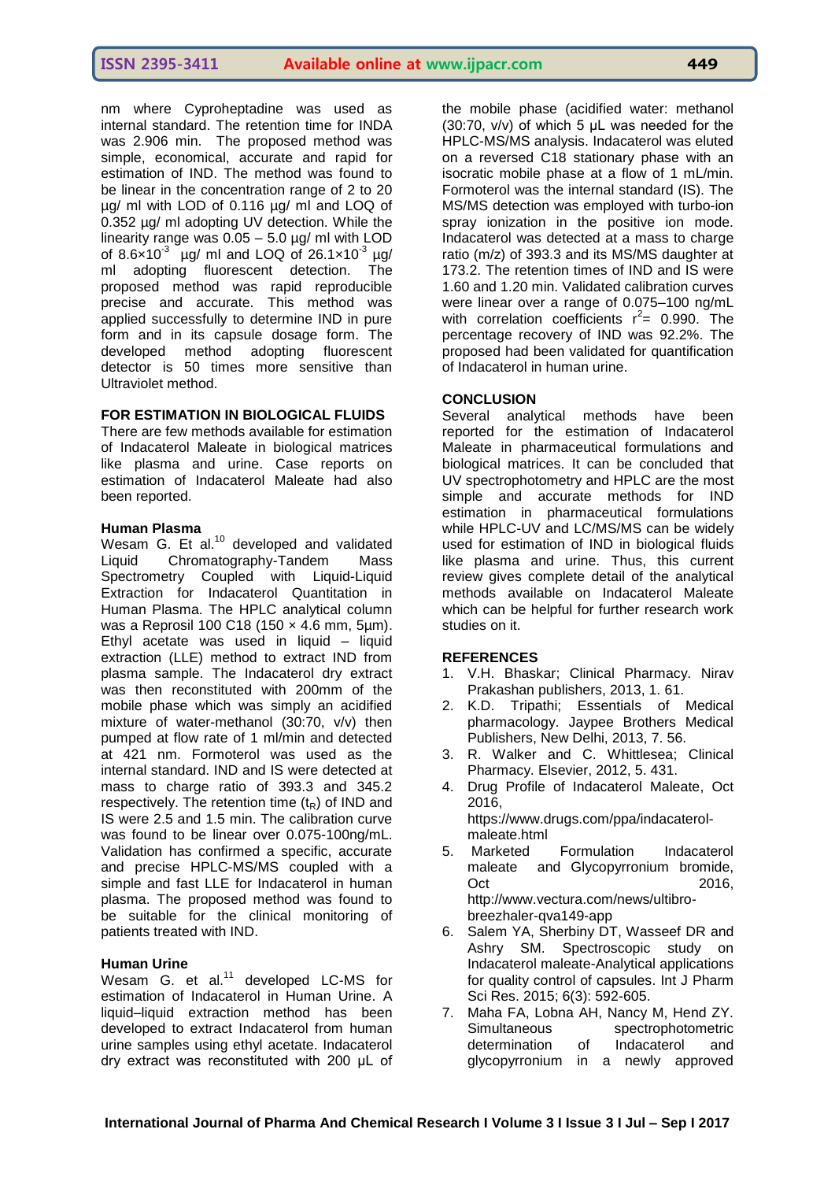nm where Cyproheptadine was used as internal standard. The retention time for INDA was 2.906 min. The proposed method was simple, economical, accurate and rapid for estimation of IND. The method was found to be linear in the concentration range of 2 to 20 µg/ ml with LOD of 0.116 µg/ ml and LOQ of 0.352 µg/ ml adopting UV detection. While the linearity range was 0.05 – 5.0 µg/ ml with LOD of $8.6 \times 10^{-3}$ µg/ ml and LOQ of $26.1 \times 10^{-3}$ µg/ ml adopting fluorescent detection. The proposed method was rapid reproducible precise and accurate. This method was applied successfully to determine IND in pure form and in its capsule dosage form. The developed method adopting fluorescent detector is 50 times more sensitive than Ultraviolet method.

## FOR ESTIMATION IN BIOLOGICAL FLUIDS

There are few methods available for estimation of Indacaterol Maleate in biological matrices like plasma and urine. Case reports on estimation of Indacaterol Maleate had also been reported.

### Human Plasma

Wesam G. Et al.[10] developed and validated Liquid Chromatography-Tandem Mass Spectrometry Coupled with Liquid-Liquid Extraction for Indacaterol Quantitation in Human Plasma. The HPLC analytical column was a Reprosil 100 C18 (150 × 4.6 mm, 5µm). Ethyl acetate was used in liquid – liquid extraction (LLE) method to extract IND from plasma sample. The Indacaterol dry extract was then reconstituted with 200mm of the mobile phase which was simply an acidified mixture of water-methanol (30:70, v/v) then pumped at flow rate of 1 ml/min and detected at 421 nm. Formoterol was used as the internal standard. IND and IS were detected at mass to charge ratio of 393.3 and 345.2 respectively. The retention time ($t_R$) of IND and IS were 2.5 and 1.5 min. The calibration curve was found to be linear over 0.075-100ng/mL. Validation has confirmed a specific, accurate and precise HPLC-MS/MS coupled with a simple and fast LLE for Indacaterol in human plasma. The proposed method was found to be suitable for the clinical monitoring of patients treated with IND.

### Human Urine

Wesam G. et al.[11] developed LC-MS for estimation of Indacaterol in Human Urine. A liquid–liquid extraction method has been developed to extract Indacaterol from human urine samples using ethyl acetate. Indacaterol dry extract was reconstituted with 200 µL of the mobile phase (acidified water: methanol (30:70, v/v) of which 5 µL was needed for the HPLC-MS/MS analysis. Indacaterol was eluted on a reversed C18 stationary phase with an isocratic mobile phase at a flow of 1 mL/min. Formoterol was the internal standard (IS). The MS/MS detection was employed with turbo-ion spray ionization in the positive ion mode. Indacaterol was detected at a mass to charge ratio (m/z) of 393.3 and its MS/MS daughter at 173.2. The retention times of IND and IS were 1.60 and 1.20 min. Validated calibration curves were linear over a range of 0.075–100 ng/mL with correlation coefficients $r^2$= 0.990. The percentage recovery of IND was 92.2%. The proposed had been validated for quantification of Indacaterol in human urine.

## CONCLUSION

Several analytical methods have been reported for the estimation of Indacaterol Maleate in pharmaceutical formulations and biological matrices. It can be concluded that UV spectrophotometry and HPLC are the most simple and accurate methods for IND estimation in pharmaceutical formulations while HPLC-UV and LC/MS/MS can be widely used for estimation of IND in biological fluids like plasma and urine. Thus, this current review gives complete detail of the analytical methods available on Indacaterol Maleate which can be helpful for further research work studies on it.

## REFERENCES

1. V.H. Bhaskar; Clinical Pharmacy. Nirav Prakashan publishers, 2013, 1. 61.
2. K.D. Tripathi; Essentials of Medical pharmacology. Jaypee Brothers Medical Publishers, New Delhi, 2013, 7. 56.
3. R. Walker and C. Whittlesea; Clinical Pharmacy. Elsevier, 2012, 5. 431.
4. Drug Profile of Indacaterol Maleate, Oct 2016, https://www.drugs.com/ppa/indacaterol-maleate.html
5. Marketed Formulation Indacaterol maleate and Glycopyrronium bromide, Oct 2016, http://www.vectura.com/news/ultibro-breezhaler-qva149-app
6. Salem YA, Sherbiny DT, Wasseef DR and Ashry SM. Spectroscopic study on Indacaterol maleate-Analytical applications for quality control of capsules. Int J Pharm Sci Res. 2015; 6(3): 592-605.
7. Maha FA, Lobna AH, Nancy M, Hend ZY. Simultaneous spectrophotometric determination of Indacaterol and glycopyrronium in a newly approved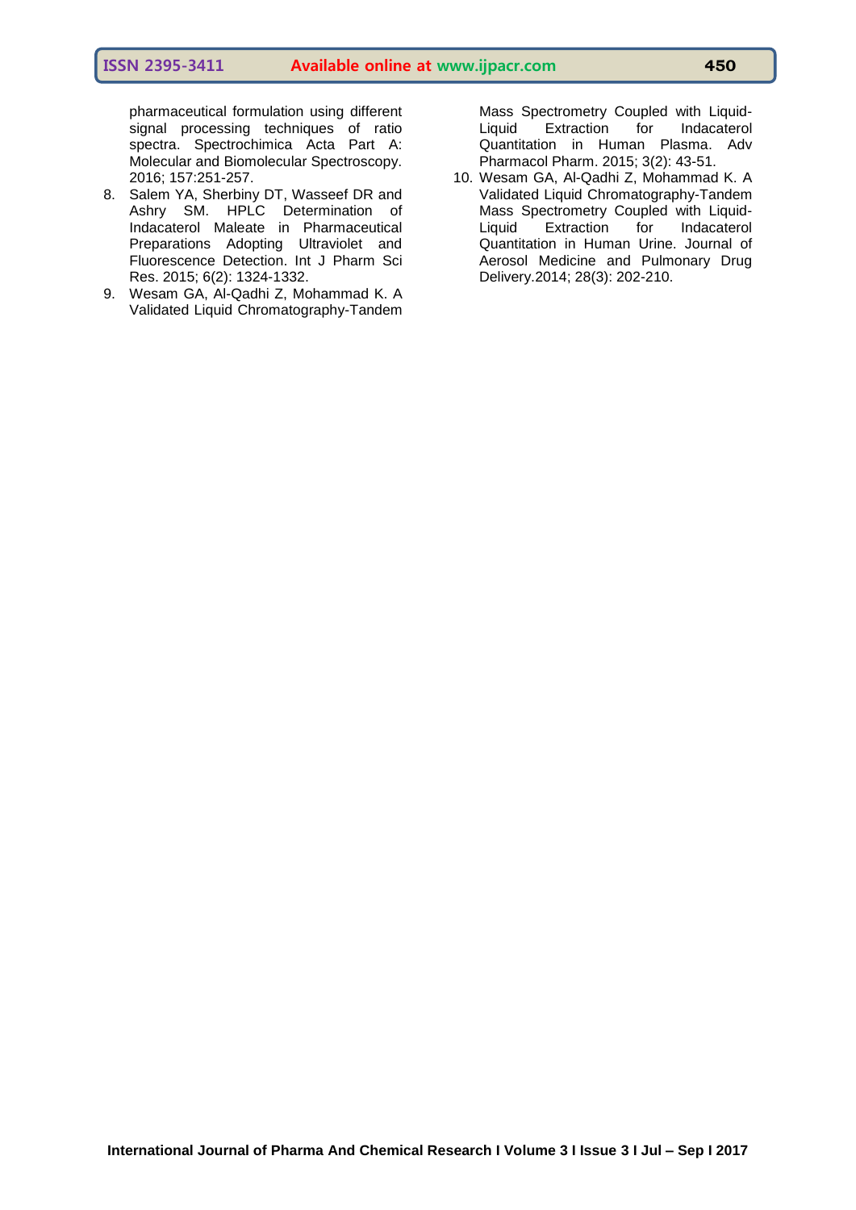pharmaceutical formulation using different signal processing techniques of ratio spectra. Spectrochimica Acta Part A: Molecular and Biomolecular Spectroscopy. 2016; 157:251-257.

8. Salem YA, Sherbiny DT, Wasseef DR and Ashry SM. HPLC Determination of Indacaterol Maleate in Pharmaceutical Preparations Adopting Ultraviolet and Fluorescence Detection. Int J Pharm Sci Res. 2015; 6(2): 1324-1332.
9. Wesam GA, Al-Qadhi Z, Mohammad K. A Validated Liquid Chromatography-Tandem Mass Spectrometry Coupled with Liquid-Liquid Extraction for Indacaterol Quantitation in Human Plasma. Adv Pharmacol Pharm. 2015; 3(2): 43-51.
10. Wesam GA, Al-Qadhi Z, Mohammad K. A Validated Liquid Chromatography-Tandem Mass Spectrometry Coupled with Liquid-Liquid Extraction for Indacaterol Quantitation in Human Urine. Journal of Aerosol Medicine and Pulmonary Drug Delivery.2014; 28(3): 202-210.